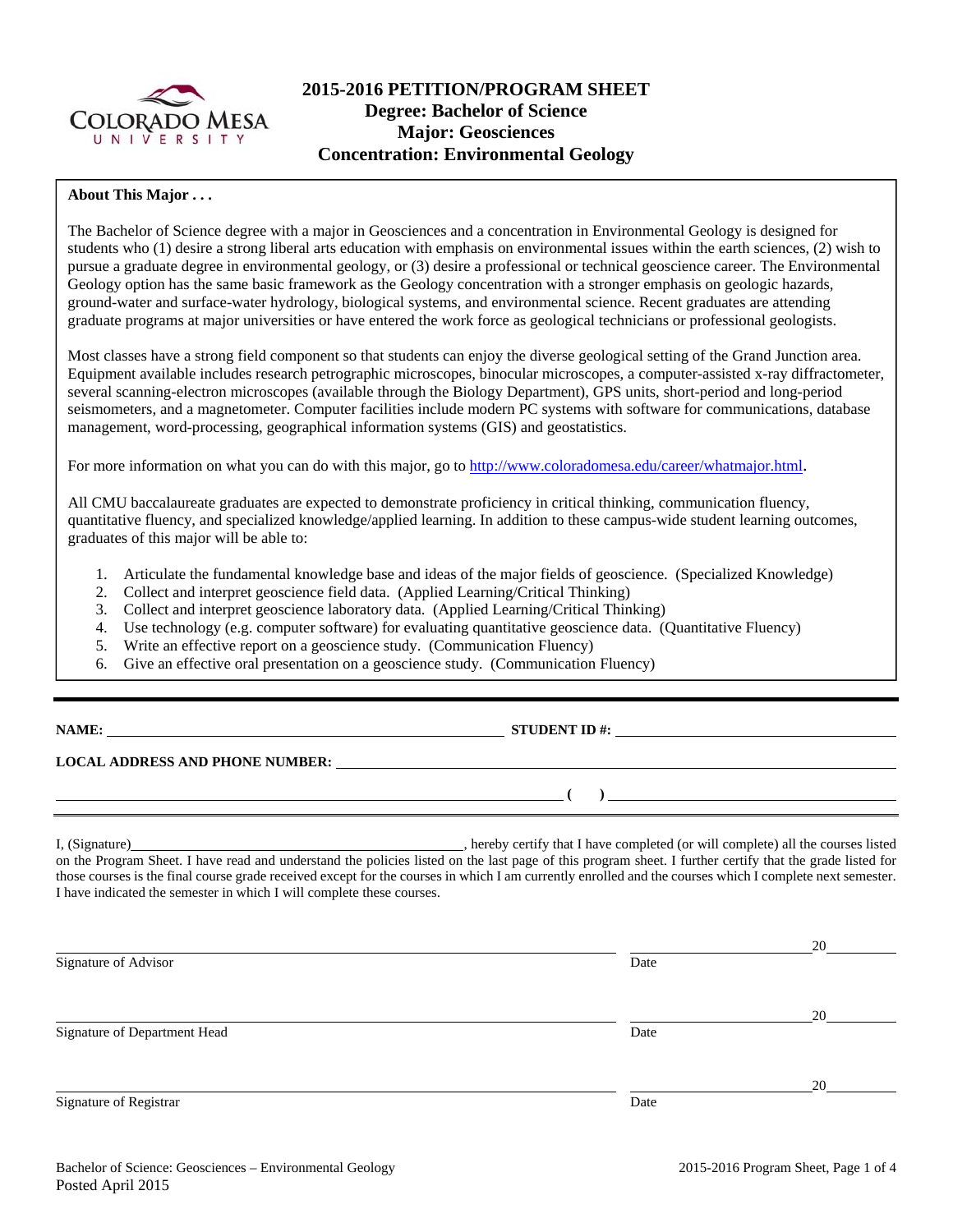# 2015-2016 PETITION/PROGRAM SHEET
## Degree: Bachelor of Science
## Major: Geosciences
## Concentration: Environmental Geology

**About This Major . . .**

The Bachelor of Science degree with a major in Geosciences and a concentration in Environmental Geology is designed for students who (1) desire a strong liberal arts education with emphasis on environmental issues within the earth sciences, (2) wish to pursue a graduate degree in environmental geology, or (3) desire a professional or technical geoscience career. The Environmental Geology option has the same basic framework as the Geology concentration with a stronger emphasis on geologic hazards, ground-water and surface-water hydrology, biological systems, and environmental science. Recent graduates are attending graduate programs at major universities or have entered the work force as geological technicians or professional geologists.

Most classes have a strong field component so that students can enjoy the diverse geological setting of the Grand Junction area. Equipment available includes research petrographic microscopes, binocular microscopes, a computer-assisted x-ray diffractometer, several scanning-electron microscopes (available through the Biology Department), GPS units, short-period and long-period seismometers, and a magnetometer. Computer facilities include modern PC systems with software for communications, database management, word-processing, geographical information systems (GIS) and geostatistics.

For more information on what you can do with this major, go to http://www.coloradomesa.edu/career/whatmajor.html.

All CMU baccalaureate graduates are expected to demonstrate proficiency in critical thinking, communication fluency, quantitative fluency, and specialized knowledge/applied learning. In addition to these campus-wide student learning outcomes, graduates of this major will be able to:

1. Articulate the fundamental knowledge base and ideas of the major fields of geoscience. (Specialized Knowledge)
2. Collect and interpret geoscience field data. (Applied Learning/Critical Thinking)
3. Collect and interpret geoscience laboratory data. (Applied Learning/Critical Thinking)
4. Use technology (e.g. computer software) for evaluating quantitative geoscience data. (Quantitative Fluency)
5. Write an effective report on a geoscience study. (Communication Fluency)
6. Give an effective oral presentation on a geoscience study. (Communication Fluency)

---

**NAME:** ______________________ **STUDENT ID #:** ______________________

**LOCAL ADDRESS AND PHONE NUMBER:** ______________________

______________________ **(    )** ______________________

I, (Signature)______________________, hereby certify that I have completed (or will complete) all the courses listed on the Program Sheet. I have read and understand the policies listed on the last page of this program sheet. I further certify that the grade listed for those courses is the final course grade received except for the courses in which I am currently enrolled and the courses which I complete next semester. I have indicated the semester in which I will complete these courses.

______________________ Signature of Advisor ______________ Date 20____

______________________ Signature of Department Head ______________ Date 20____

______________________ Signature of Registrar ______________ Date 20____

Bachelor of Science: Geosciences – Environmental Geology
Posted April 2015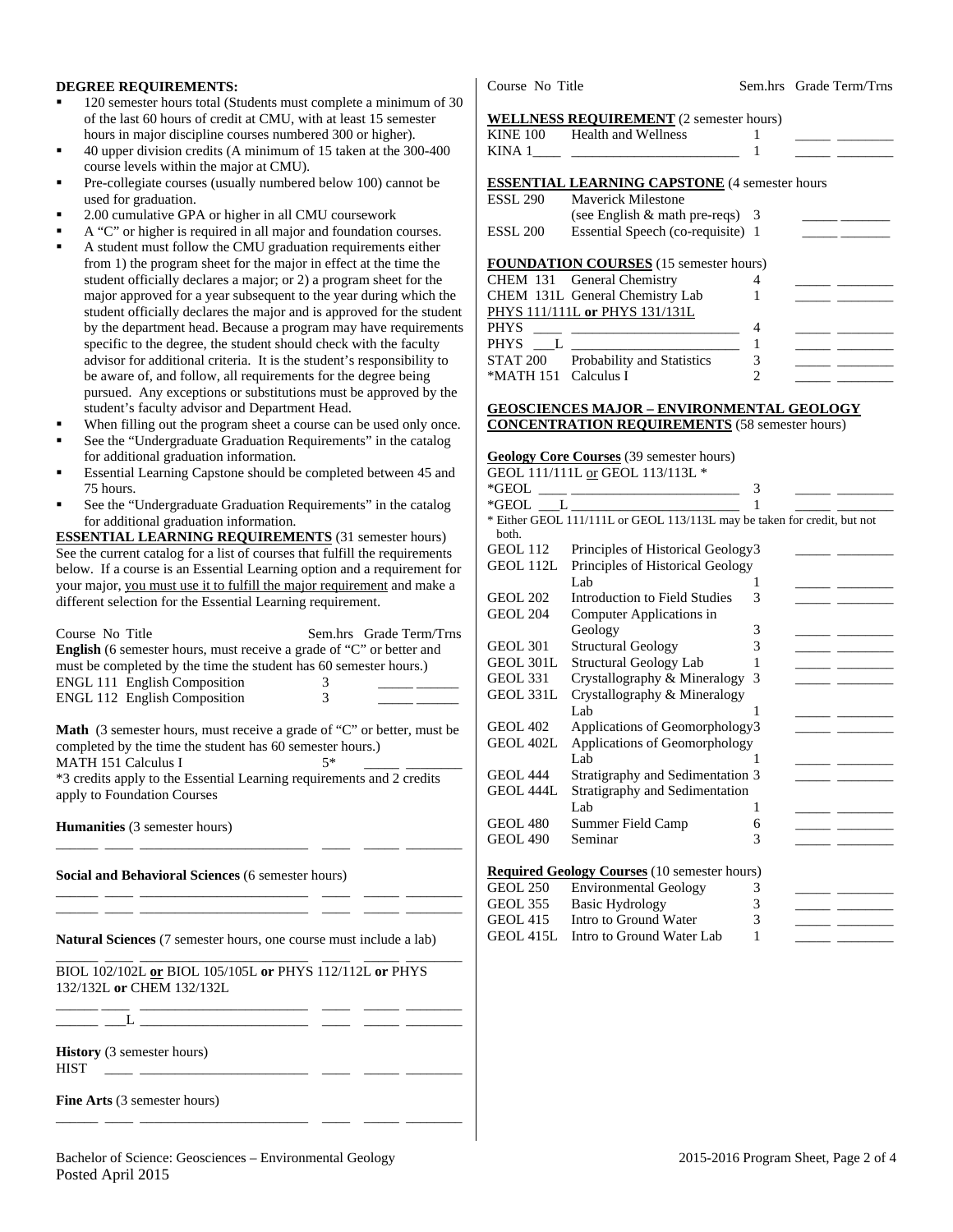**DEGREE REQUIREMENTS:**

- 120 semester hours total (Students must complete a minimum of 30 of the last 60 hours of credit at CMU, with at least 15 semester hours in major discipline courses numbered 300 or higher).
- 40 upper division credits (A minimum of 15 taken at the 300-400 course levels within the major at CMU).
- Pre-collegiate courses (usually numbered below 100) cannot be used for graduation.
- 2.00 cumulative GPA or higher in all CMU coursework
- A "C" or higher is required in all major and foundation courses.
- A student must follow the CMU graduation requirements either from 1) the program sheet for the major in effect at the time the student officially declares a major; or 2) a program sheet for the major approved for a year subsequent to the year during which the student officially declares the major and is approved for the student by the department head. Because a program may have requirements specific to the degree, the student should check with the faculty advisor for additional criteria. It is the student's responsibility to be aware of, and follow, all requirements for the degree being pursued. Any exceptions or substitutions must be approved by the student's faculty advisor and Department Head.
- When filling out the program sheet a course can be used only once.
- See the "Undergraduate Graduation Requirements" in the catalog for additional graduation information.
- Essential Learning Capstone should be completed between 45 and 75 hours.
- See the "Undergraduate Graduation Requirements" in the catalog for additional graduation information.

**ESSENTIAL LEARNING REQUIREMENTS** (31 semester hours)
See the current catalog for a list of courses that fulfill the requirements below. If a course is an Essential Learning option and a requirement for your major, you must use it to fulfill the major requirement and make a different selection for the Essential Learning requirement.

| Course No | Title | Sem.hrs | Grade | Term/Trns |
|---|---|---|---|---|

**English** (6 semester hours, must receive a grade of "C" or better and must be completed by the time the student has 60 semester hours.)

| Course No | Title | Sem.hrs | Grade | Term/Trns |
|---|---|---|---|---|
| ENGL 111 | English Composition | 3 | _____ | _____ |
| ENGL 112 | English Composition | 3 | _____ | _____ |

**Math** (3 semester hours, must receive a grade of "C" or better, must be completed by the time the student has 60 semester hours.)

| Course No | Title | Sem.hrs | Grade | Term/Trns |
|---|---|---|---|---|
| MATH 151 | Calculus I | 5* | _____ | _____ |

*3 credits apply to the Essential Learning requirements and 2 credits apply to Foundation Courses

**Humanities** (3 semester hours)

______ ____ ______________________ ____ _____ ________

**Social and Behavioral Sciences** (6 semester hours)

______ ____ ______________________ ____ _____ ________
______ ____ ______________________ ____ _____ ________

**Natural Sciences** (7 semester hours, one course must include a lab)

______ ____ ______________________ ____ _____ ________

BIOL 102/102L **or** BIOL 105/105L **or** PHYS 112/112L **or** PHYS 132/132L **or** CHEM 132/132L

______ ____ ______________________ ____ _____ ________
______ ___L ______________________ ____ _____ ________

**History** (3 semester hours)

HIST ____ ______________________ ____ _____ ________

**Fine Arts** (3 semester hours)

______ ____ ______________________ ____ _____ ________

| Course No | Title | Sem.hrs | Grade | Term/Trns |
|---|---|---|---|---|

**WELLNESS REQUIREMENT** (2 semester hours)

| Course No | Title | Sem.hrs | Grade | Term/Trns |
|---|---|---|---|---|
| KINE 100 | Health and Wellness | 1 | _____ | _____ |
| KINA 1____ | ______________________ | 1 | _____ | _____ |

**ESSENTIAL LEARNING CAPSTONE** (4 semester hours

| Course No | Title | Sem.hrs | Grade | Term/Trns |
|---|---|---|---|---|
| ESSL 290 | Maverick Milestone (see English & math pre-reqs) | 3 | _____ | _____ |
| ESSL 200 | Essential Speech (co-requisite) | 1 | _____ | _____ |

**FOUNDATION COURSES** (15 semester hours)

| Course No | Title | Sem.hrs | Grade | Term/Trns |
|---|---|---|---|---|
| CHEM 131 | General Chemistry | 4 | _____ | _____ |
| CHEM 131L | General Chemistry Lab | 1 | _____ | _____ |
| PHYS 111/111L **or** PHYS 131/131L | | | | |
| PHYS ____ | ______________________ | 4 | _____ | _____ |
| PHYS ___L | ______________________ | 1 | _____ | _____ |
| STAT 200 | Probability and Statistics | 3 | _____ | _____ |
| *MATH 151 | Calculus I | 2 | _____ | _____ |

**GEOSCIENCES MAJOR – ENVIRONMENTAL GEOLOGY CONCENTRATION REQUIREMENTS** (58 semester hours)

**Geology Core Courses** (39 semester hours)

GEOL 111/111L or GEOL 113/113L *

| Course No | Title | Sem.hrs | Grade | Term/Trns |
|---|---|---|---|---|
| *GEOL ____ | ______________________ | 3 | _____ | _____ |
| *GEOL ___L | ______________________ | 1 | _____ | _____ |

* Either GEOL 111/111L or GEOL 113/113L may be taken for credit, but not both.

| Course No | Title | Sem.hrs | Grade | Term/Trns |
|---|---|---|---|---|
| GEOL 112 | Principles of Historical Geology | 3 | _____ | _____ |
| GEOL 112L | Principles of Historical Geology Lab | 1 | _____ | _____ |
| GEOL 202 | Introduction to Field Studies | 3 | _____ | _____ |
| GEOL 204 | Computer Applications in Geology | 3 | _____ | _____ |
| GEOL 301 | Structural Geology | 3 | _____ | _____ |
| GEOL 301L | Structural Geology Lab | 1 | _____ | _____ |
| GEOL 331 | Crystallography & Mineralogy | 3 | _____ | _____ |
| GEOL 331L | Crystallography & Mineralogy Lab | 1 | _____ | _____ |
| GEOL 402 | Applications of Geomorphology | 3 | _____ | _____ |
| GEOL 402L | Applications of Geomorphology Lab | 1 | _____ | _____ |
| GEOL 444 | Stratigraphy and Sedimentation | 3 | _____ | _____ |
| GEOL 444L | Stratigraphy and Sedimentation Lab | 1 | _____ | _____ |
| GEOL 480 | Summer Field Camp | 6 | _____ | _____ |
| GEOL 490 | Seminar | 3 | _____ | _____ |

**Required Geology Courses** (10 semester hours)

| Course No | Title | Sem.hrs | Grade | Term/Trns |
|---|---|---|---|---|
| GEOL 250 | Environmental Geology | 3 | _____ | _____ |
| GEOL 355 | Basic Hydrology | 3 | _____ | _____ |
| GEOL 415 | Intro to Ground Water | 3 | _____ | _____ |
| GEOL 415L | Intro to Ground Water Lab | 1 | _____ | _____ |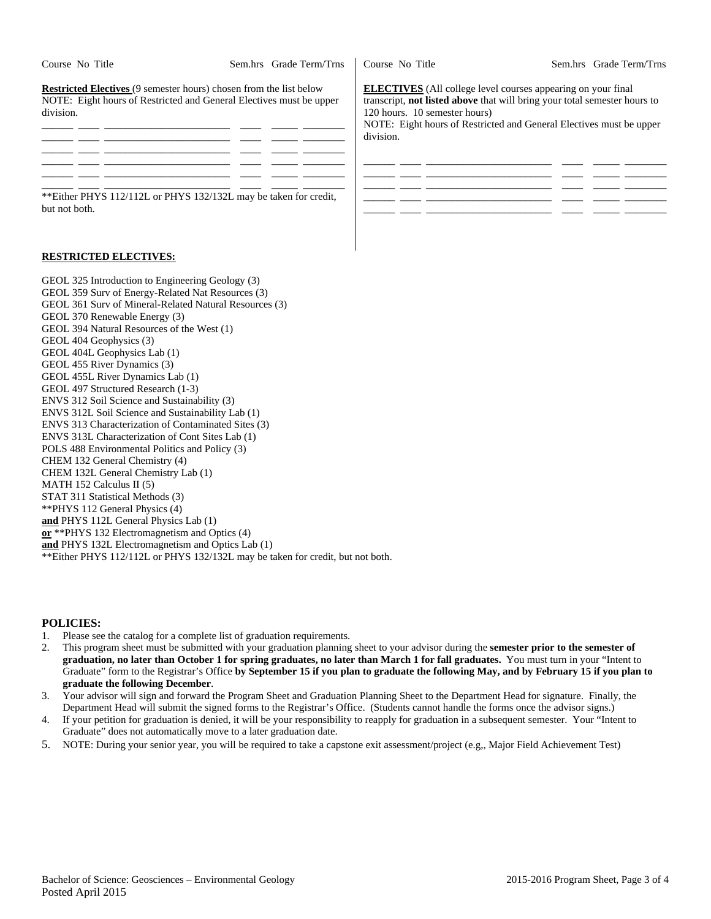| Course | No | Title | Sem.hrs | Grade | Term/Trns |
|---|---|---|---|---|---|

**Restricted Electives** (9 semester hours) chosen from the list below
NOTE: Eight hours of Restricted and General Electives must be upper division.

| Course | No | Title | Sem.hrs | Grade | Term/Trns |
|---|---|---|---|---|---|
| | | | | | |
| | | | | | |
| | | | | | |
| | | | | | |
| | | | | | |
| | | | | | |

**Either PHYS 112/112L or PHYS 132/132L may be taken for credit, but not both.

| Course | No | Title | Sem.hrs | Grade | Term/Trns |
|---|---|---|---|---|---|

**ELECTIVES** (All college level courses appearing on your final transcript, **not listed above** that will bring your total semester hours to 120 hours. 10 semester hours)
NOTE: Eight hours of Restricted and General Electives must be upper division.

| Course | No | Title | Sem.hrs | Grade | Term/Trns |
|---|---|---|---|---|---|
| | | | | | |
| | | | | | |
| | | | | | |
| | | | | | |

**RESTRICTED ELECTIVES:**

GEOL 325 Introduction to Engineering Geology (3)
GEOL 359 Surv of Energy-Related Nat Resources (3)
GEOL 361 Surv of Mineral-Related Natural Resources (3)
GEOL 370 Renewable Energy (3)
GEOL 394 Natural Resources of the West (1)
GEOL 404 Geophysics (3)
GEOL 404L Geophysics Lab (1)
GEOL 455 River Dynamics (3)
GEOL 455L River Dynamics Lab (1)
GEOL 497 Structured Research (1-3)
ENVS 312 Soil Science and Sustainability (3)
ENVS 312L Soil Science and Sustainability Lab (1)
ENVS 313 Characterization of Contaminated Sites (3)
ENVS 313L Characterization of Cont Sites Lab (1)
POLS 488 Environmental Politics and Policy (3)
CHEM 132 General Chemistry (4)
CHEM 132L General Chemistry Lab (1)
MATH 152 Calculus II (5)
STAT 311 Statistical Methods (3)
**PHYS 112 General Physics (4)
**and** PHYS 112L General Physics Lab (1)
**or** **PHYS 132 Electromagnetism and Optics (4)
**and** PHYS 132L Electromagnetism and Optics Lab (1)
**Either PHYS 112/112L or PHYS 132/132L may be taken for credit, but not both.

## POLICIES:

1. Please see the catalog for a complete list of graduation requirements.
2. This program sheet must be submitted with your graduation planning sheet to your advisor during the **semester prior to the semester of graduation, no later than October 1 for spring graduates, no later than March 1 for fall graduates.** You must turn in your "Intent to Graduate" form to the Registrar's Office **by September 15 if you plan to graduate the following May, and by February 15 if you plan to graduate the following December**.
3. Your advisor will sign and forward the Program Sheet and Graduation Planning Sheet to the Department Head for signature. Finally, the Department Head will submit the signed forms to the Registrar's Office. (Students cannot handle the forms once the advisor signs.)
4. If your petition for graduation is denied, it will be your responsibility to reapply for graduation in a subsequent semester. Your "Intent to Graduate" does not automatically move to a later graduation date.
5. NOTE: During your senior year, you will be required to take a capstone exit assessment/project (e.g,, Major Field Achievement Test)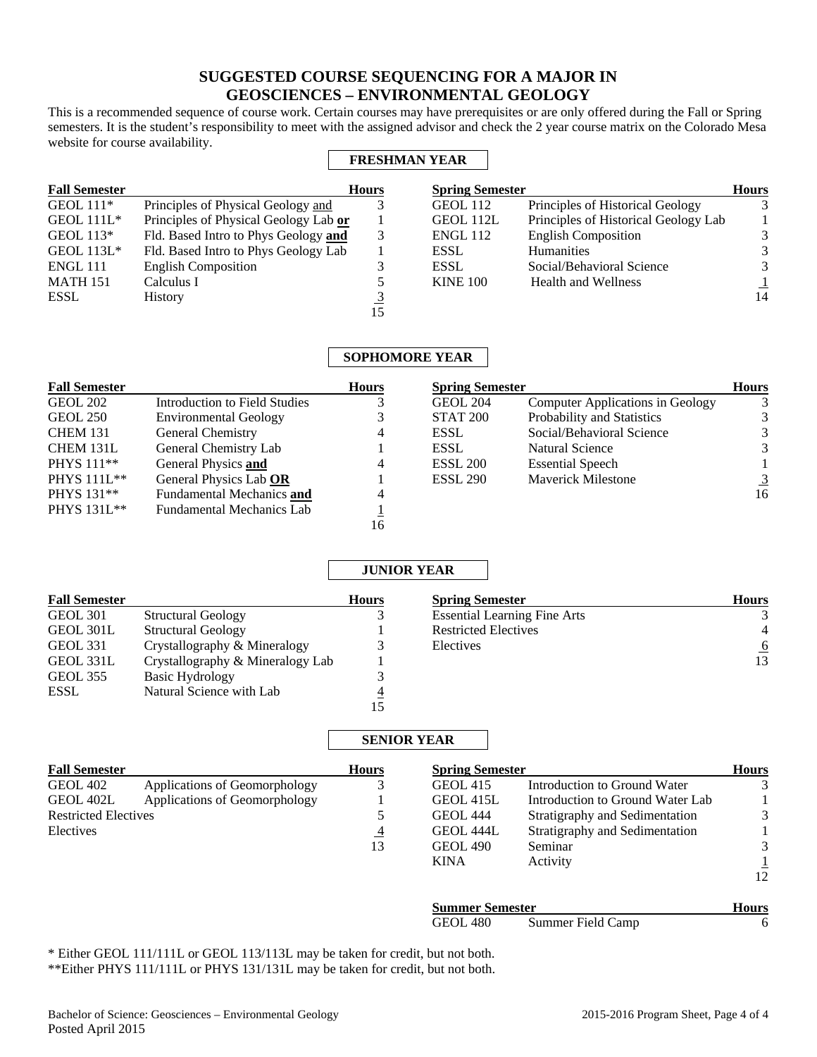# SUGGESTED COURSE SEQUENCING FOR A MAJOR IN GEOSCIENCES – ENVIRONMENTAL GEOLOGY

This is a recommended sequence of course work. Certain courses may have prerequisites or are only offered during the Fall or Spring semesters. It is the student's responsibility to meet with the assigned advisor and check the 2 year course matrix on the Colorado Mesa website for course availability.

## FRESHMAN YEAR

| Fall Semester | | Hours |
|---|---|---|
| GEOL 111* | Principles of Physical Geology and | 3 |
| GEOL 111L* | Principles of Physical Geology Lab **or** | 1 |
| GEOL 113* | Fld. Based Intro to Phys Geology **and** | 3 |
| GEOL 113L* | Fld. Based Intro to Phys Geology Lab | 1 |
| ENGL 111 | English Composition | 3 |
| MATH 151 | Calculus I | 5 |
| ESSL | History | 3 |
| | | 15 |

| Spring Semester | | Hours |
|---|---|---|
| GEOL 112 | Principles of Historical Geology | 3 |
| GEOL 112L | Principles of Historical Geology Lab | 1 |
| ENGL 112 | English Composition | 3 |
| ESSL | Humanities | 3 |
| ESSL | Social/Behavioral Science | 3 |
| KINE 100 | Health and Wellness | 1 |
| | | 14 |

## SOPHOMORE YEAR

| Fall Semester | | Hours |
|---|---|---|
| GEOL 202 | Introduction to Field Studies | 3 |
| GEOL 250 | Environmental Geology | 3 |
| CHEM 131 | General Chemistry | 4 |
| CHEM 131L | General Chemistry Lab | 1 |
| PHYS 111** | General Physics **and** | 4 |
| PHYS 111L** | General Physics Lab **OR** | 1 |
| PHYS 131** | Fundamental Mechanics **and** | 4 |
| PHYS 131L** | Fundamental Mechanics Lab | 1 |
| | | 16 |

| Spring Semester | | Hours |
|---|---|---|
| GEOL 204 | Computer Applications in Geology | 3 |
| STAT 200 | Probability and Statistics | 3 |
| ESSL | Social/Behavioral Science | 3 |
| ESSL | Natural Science | 3 |
| ESSL 200 | Essential Speech | 1 |
| ESSL 290 | Maverick Milestone | 3 |
| | | 16 |

## JUNIOR YEAR

| Fall Semester | | Hours |
|---|---|---|
| GEOL 301 | Structural Geology | 3 |
| GEOL 301L | Structural Geology | 1 |
| GEOL 331 | Crystallography & Mineralogy | 3 |
| GEOL 331L | Crystallography & Mineralogy Lab | 1 |
| GEOL 355 | Basic Hydrology | 3 |
| ESSL | Natural Science with Lab | 4 |
| | | 15 |

| Spring Semester | Hours |
|---|---|
| Essential Learning Fine Arts | 3 |
| Restricted Electives | 4 |
| Electives | 6 |
| | 13 |

## SENIOR YEAR

| Fall Semester | | Hours |
|---|---|---|
| GEOL 402 | Applications of Geomorphology | 3 |
| GEOL 402L | Applications of Geomorphology | 1 |
| Restricted Electives | | 5 |
| Electives | | 4 |
| | | 13 |

| Spring Semester | | Hours |
|---|---|---|
| GEOL 415 | Introduction to Ground Water | 3 |
| GEOL 415L | Introduction to Ground Water Lab | 1 |
| GEOL 444 | Stratigraphy and Sedimentation | 3 |
| GEOL 444L | Stratigraphy and Sedimentation | 1 |
| GEOL 490 | Seminar | 3 |
| KINA | Activity | 1 |
| | | 12 |

| Summer Semester | | Hours |
|---|---|---|
| GEOL 480 | Summer Field Camp | 6 |

* Either GEOL 111/111L or GEOL 113/113L may be taken for credit, but not both.

**Either PHYS 111/111L or PHYS 131/131L may be taken for credit, but not both.

Bachelor of Science: Geosciences – Environmental Geology
Posted April 2015